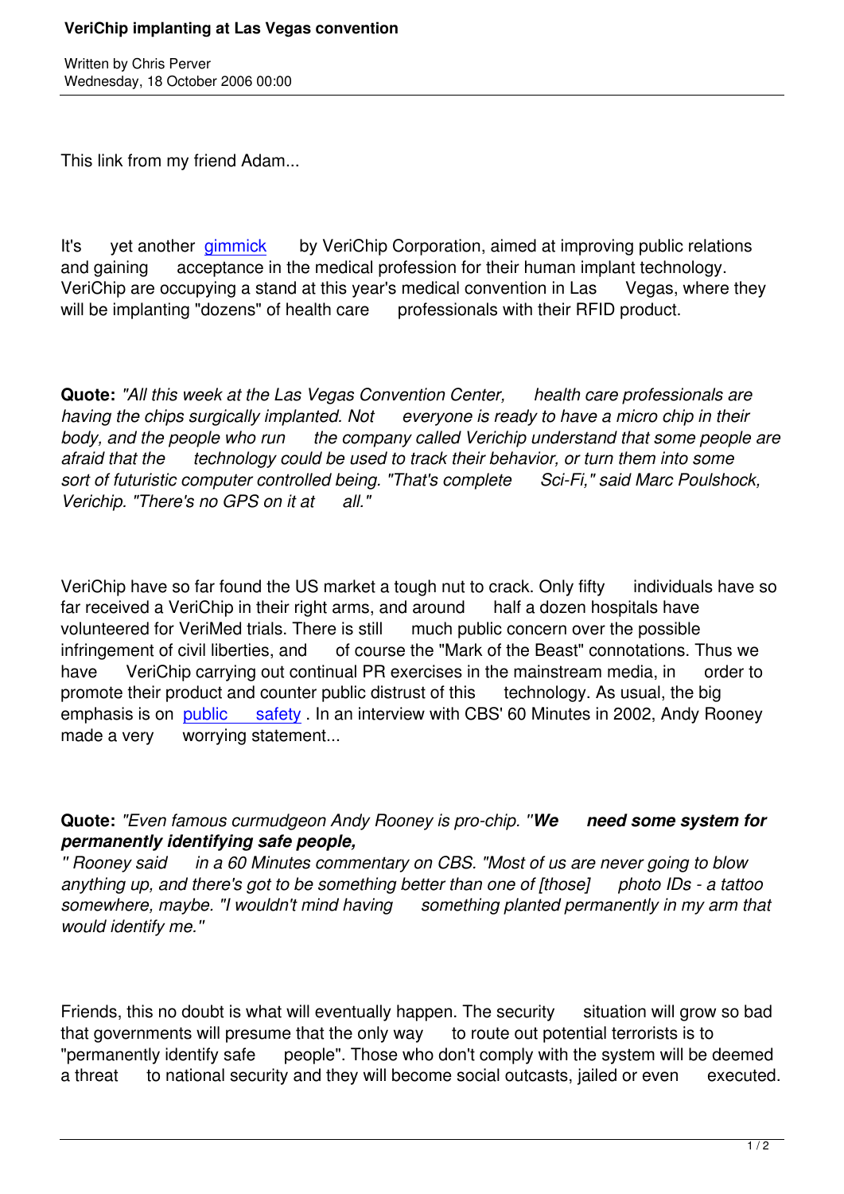# VeriChip implanting at Las Vegas convention

Written by Chris Perver
Wednesday, 18 October 2006 00:00

This link from my friend Adam...

It's yet another gimmick by VeriChip Corporation, aimed at improving public relations and gaining acceptance in the medical profession for their human implant technology. VeriChip are occupying a stand at this year's medical convention in Las Vegas, where they will be implanting "dozens" of health care professionals with their RFID product.

**Quote:** *"All this week at the Las Vegas Convention Center, health care professionals are having the chips surgically implanted. Not everyone is ready to have a micro chip in their body, and the people who run the company called Verichip understand that some people are afraid that the technology could be used to track their behavior, or turn them into some sort of futuristic computer controlled being. "That's complete Sci-Fi," said Marc Poulshock, Verichip. "There's no GPS on it at all."*

VeriChip have so far found the US market a tough nut to crack. Only fifty individuals have so far received a VeriChip in their right arms, and around half a dozen hospitals have volunteered for VeriMed trials. There is still much public concern over the possible infringement of civil liberties, and of course the "Mark of the Beast" connotations. Thus we have VeriChip carrying out continual PR exercises in the mainstream media, in order to promote their product and counter public distrust of this technology. As usual, the big emphasis is on public safety. In an interview with CBS' 60 Minutes in 2002, Andy Rooney made a very worrying statement...

**Quote:** *"Even famous curmudgeon Andy Rooney is pro-chip. "**We need some system for permanently identifying safe people,***
*" Rooney said in a 60 Minutes commentary on CBS. "Most of us are never going to blow anything up, and there's got to be something better than one of [those] photo IDs - a tattoo somewhere, maybe. "I wouldn't mind having something planted permanently in my arm that would identify me."*

Friends, this no doubt is what will eventually happen. The security situation will grow so bad that governments will presume that the only way to route out potential terrorists is to "permanently identify safe people". Those who don't comply with the system will be deemed a threat to national security and they will become social outcasts, jailed or even executed.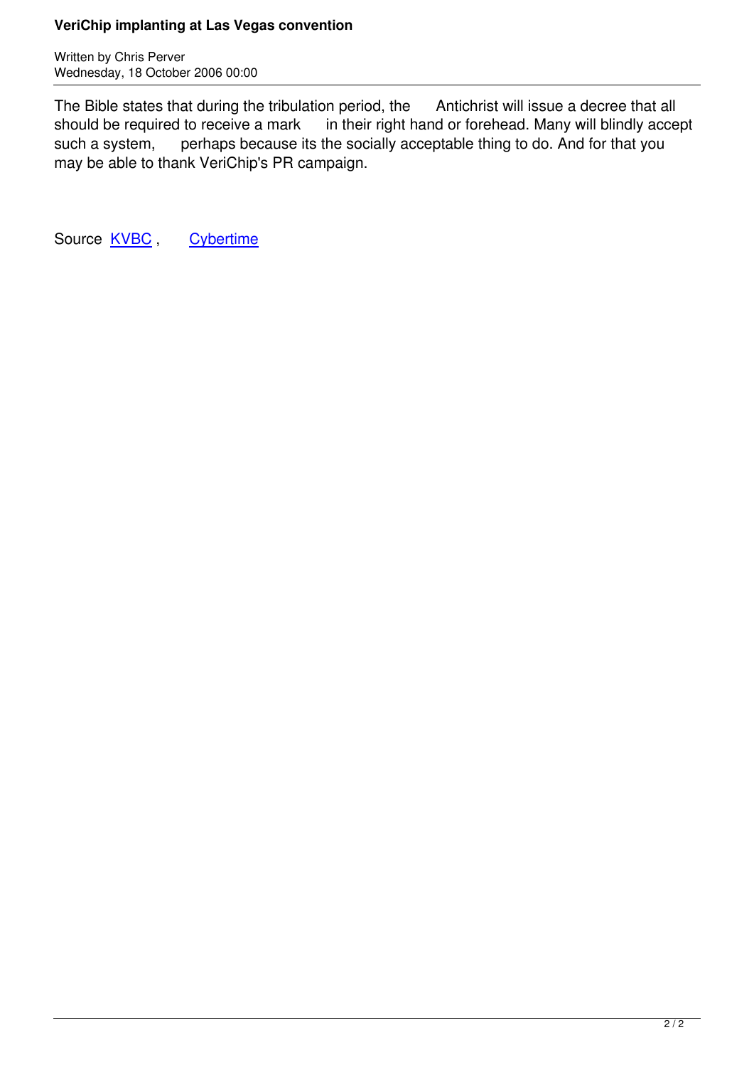The Bible states that during the tribulation period, the Antichrist will issue a decree that all should be required to receive a mark in their right hand or forehead. Many will blindly accept such a system, perhaps because its the socially acceptable thing to do. And for that you may be able to thank VeriChip's PR campaign.

Source KVBC , Cybertime